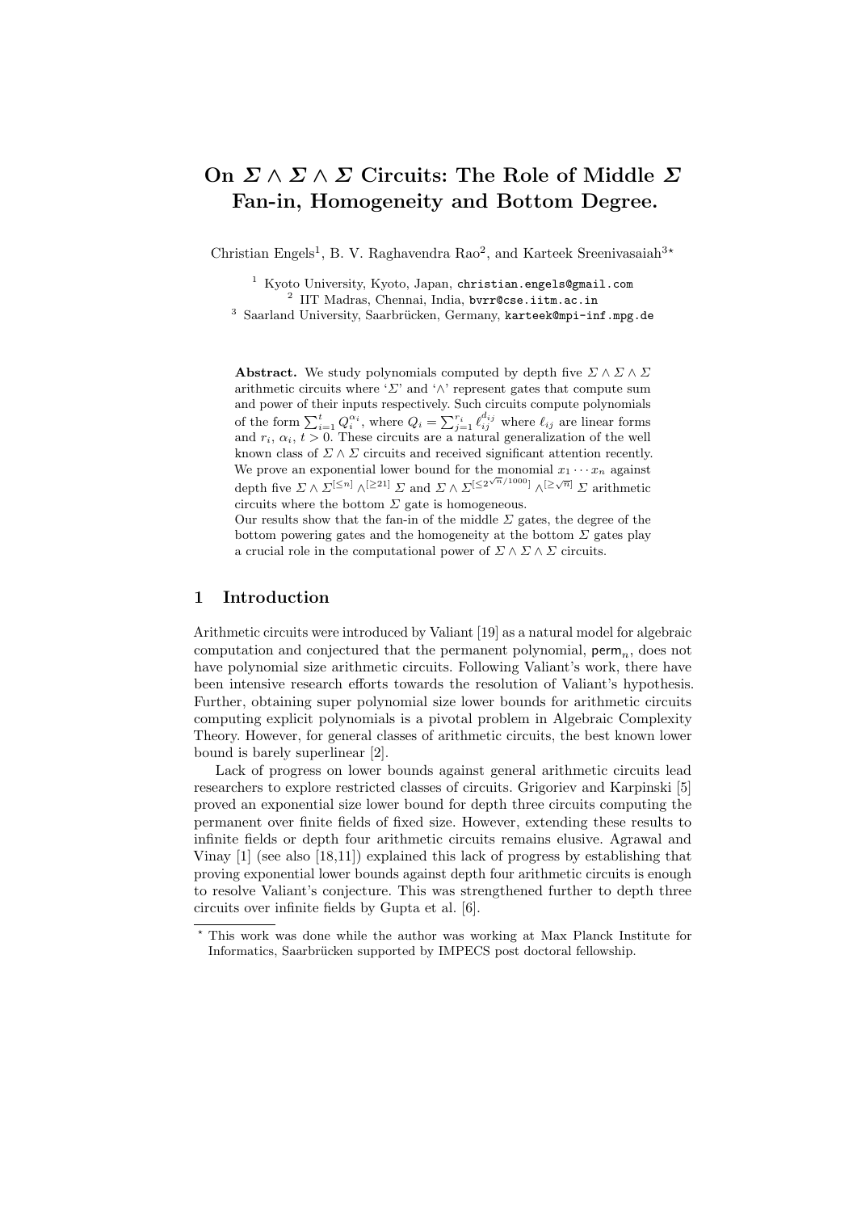# On $\Sigma \wedge \Sigma \wedge \Sigma$ Circuits: The Role of Middle $\Sigma$ Fan-in, Homogeneity and Bottom Degree.

Christian Engels[1], B. V. Raghavendra Rao[2], and Karteek Sreenivasaiah[3*]

[1] Kyoto University, Kyoto, Japan, christian.engels@gmail.com
[2] IIT Madras, Chennai, India, bvrr@cse.iitm.ac.in
[3] Saarland University, Saarbrücken, Germany, karteek@mpi-inf.mpg.de

**Abstract.** We study polynomials computed by depth five $\Sigma \wedge \Sigma \wedge \Sigma$ arithmetic circuits where '$\Sigma$' and '$\wedge$' represent gates that compute sum and power of their inputs respectively. Such circuits compute polynomials of the form $\sum_{i=1}^{t} Q_i^{\alpha_i}$, where $Q_i = \sum_{j=1}^{r_i} \ell_{ij}^{d_{ij}}$ where $\ell_{ij}$ are linear forms and $r_i$, $\alpha_i$, $t > 0$. These circuits are a natural generalization of the well known class of $\Sigma \wedge \Sigma$ circuits and received significant attention recently. We prove an exponential lower bound for the monomial $x_1 \cdots x_n$ against depth five $\Sigma \wedge \Sigma^{[\leq n]} \wedge^{[\geq 21]} \Sigma$ and $\Sigma \wedge \Sigma^{[\leq 2^{\sqrt{n}/1000}]} \wedge^{[\geq \sqrt{n}]} \Sigma$ arithmetic circuits where the bottom $\Sigma$ gate is homogeneous.
Our results show that the fan-in of the middle $\Sigma$ gates, the degree of the bottom powering gates and the homogeneity at the bottom $\Sigma$ gates play a crucial role in the computational power of $\Sigma \wedge \Sigma \wedge \Sigma$ circuits.

## 1 Introduction

Arithmetic circuits were introduced by Valiant [19] as a natural model for algebraic computation and conjectured that the permanent polynomial, $\mathsf{perm}_n$, does not have polynomial size arithmetic circuits. Following Valiant's work, there have been intensive research efforts towards the resolution of Valiant's hypothesis. Further, obtaining super polynomial size lower bounds for arithmetic circuits computing explicit polynomials is a pivotal problem in Algebraic Complexity Theory. However, for general classes of arithmetic circuits, the best known lower bound is barely superlinear [2].

Lack of progress on lower bounds against general arithmetic circuits lead researchers to explore restricted classes of circuits. Grigoriev and Karpinski [5] proved an exponential size lower bound for depth three circuits computing the permanent over finite fields of fixed size. However, extending these results to infinite fields or depth four arithmetic circuits remains elusive. Agrawal and Vinay [1] (see also [18,11]) explained this lack of progress by establishing that proving exponential lower bounds against depth four arithmetic circuits is enough to resolve Valiant's conjecture. This was strengthened further to depth three circuits over infinite fields by Gupta et al. [6].

* This work was done while the author was working at Max Planck Institute for Informatics, Saarbrücken supported by IMPECS post doctoral fellowship.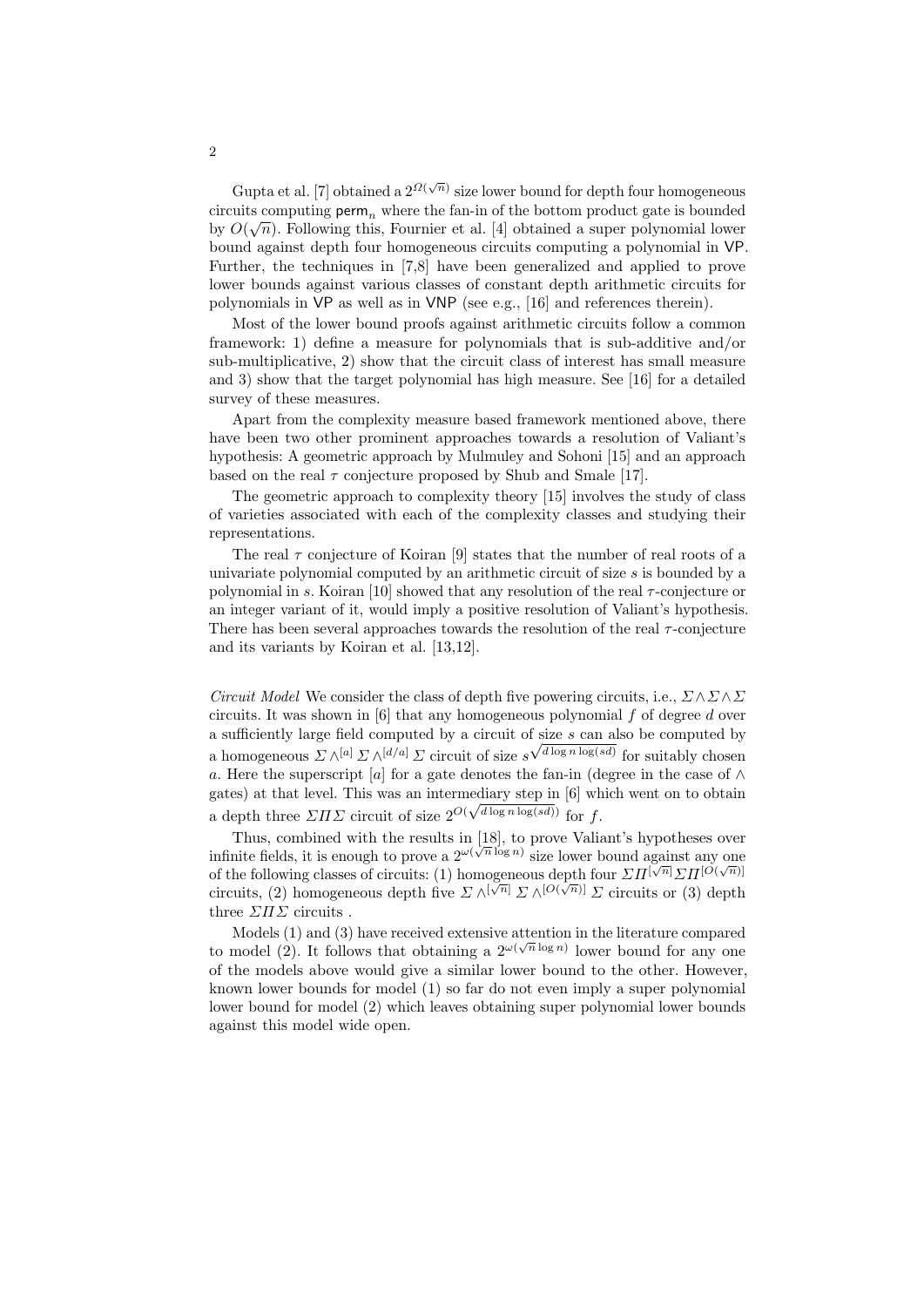Gupta et al. [7] obtained a $2^{\Omega(\sqrt{n})}$ size lower bound for depth four homogeneous circuits computing $\mathsf{perm}_n$ where the fan-in of the bottom product gate is bounded by $O(\sqrt{n})$. Following this, Fournier et al. [4] obtained a super polynomial lower bound against depth four homogeneous circuits computing a polynomial in $\mathsf{VP}$. Further, the techniques in [7,8] have been generalized and applied to prove lower bounds against various classes of constant depth arithmetic circuits for polynomials in $\mathsf{VP}$ as well as in $\mathsf{VNP}$ (see e.g., [16] and references therein).

Most of the lower bound proofs against arithmetic circuits follow a common framework: 1) define a measure for polynomials that is sub-additive and/or sub-multiplicative, 2) show that the circuit class of interest has small measure and 3) show that the target polynomial has high measure. See [16] for a detailed survey of these measures.

Apart from the complexity measure based framework mentioned above, there have been two other prominent approaches towards a resolution of Valiant's hypothesis: A geometric approach by Mulmuley and Sohoni [15] and an approach based on the real $\tau$ conjecture proposed by Shub and Smale [17].

The geometric approach to complexity theory [15] involves the study of class of varieties associated with each of the complexity classes and studying their representations.

The real $\tau$ conjecture of Koiran [9] states that the number of real roots of a univariate polynomial computed by an arithmetic circuit of size $s$ is bounded by a polynomial in $s$. Koiran [10] showed that any resolution of the real $\tau$-conjecture or an integer variant of it, would imply a positive resolution of Valiant's hypothesis. There has been several approaches towards the resolution of the real $\tau$-conjecture and its variants by Koiran et al. [13,12].

*Circuit Model* We consider the class of depth five powering circuits, i.e., $\Sigma\wedge\Sigma\wedge\Sigma$ circuits. It was shown in [6] that any homogeneous polynomial $f$ of degree $d$ over a sufficiently large field computed by a circuit of size $s$ can also be computed by a homogeneous $\Sigma\wedge^{[a]}\Sigma\wedge^{[d/a]}\Sigma$ circuit of size $s^{\sqrt{d\log n\log(sd)}}$ for suitably chosen $a$. Here the superscript $[a]$ for a gate denotes the fan-in (degree in the case of $\wedge$ gates) at that level. This was an intermediary step in [6] which went on to obtain a depth three $\Sigma\Pi\Sigma$ circuit of size $2^{O(\sqrt{d\log n\log(sd)})}$ for $f$.

Thus, combined with the results in [18], to prove Valiant's hypotheses over infinite fields, it is enough to prove a $2^{\omega(\sqrt{n}\log n)}$ size lower bound against any one of the following classes of circuits: (1) homogeneous depth four $\Sigma\Pi^{[\sqrt{n}]}\Sigma\Pi^{[O(\sqrt{n})]}$ circuits, (2) homogeneous depth five $\Sigma\wedge^{[\sqrt{n}]}\Sigma\wedge^{[O(\sqrt{n})]}\Sigma$ circuits or (3) depth three $\Sigma\Pi\Sigma$ circuits .

Models (1) and (3) have received extensive attention in the literature compared to model (2). It follows that obtaining a $2^{\omega(\sqrt{n}\log n)}$ lower bound for any one of the models above would give a similar lower bound to the other. However, known lower bounds for model (1) so far do not even imply a super polynomial lower bound for model (2) which leaves obtaining super polynomial lower bounds against this model wide open.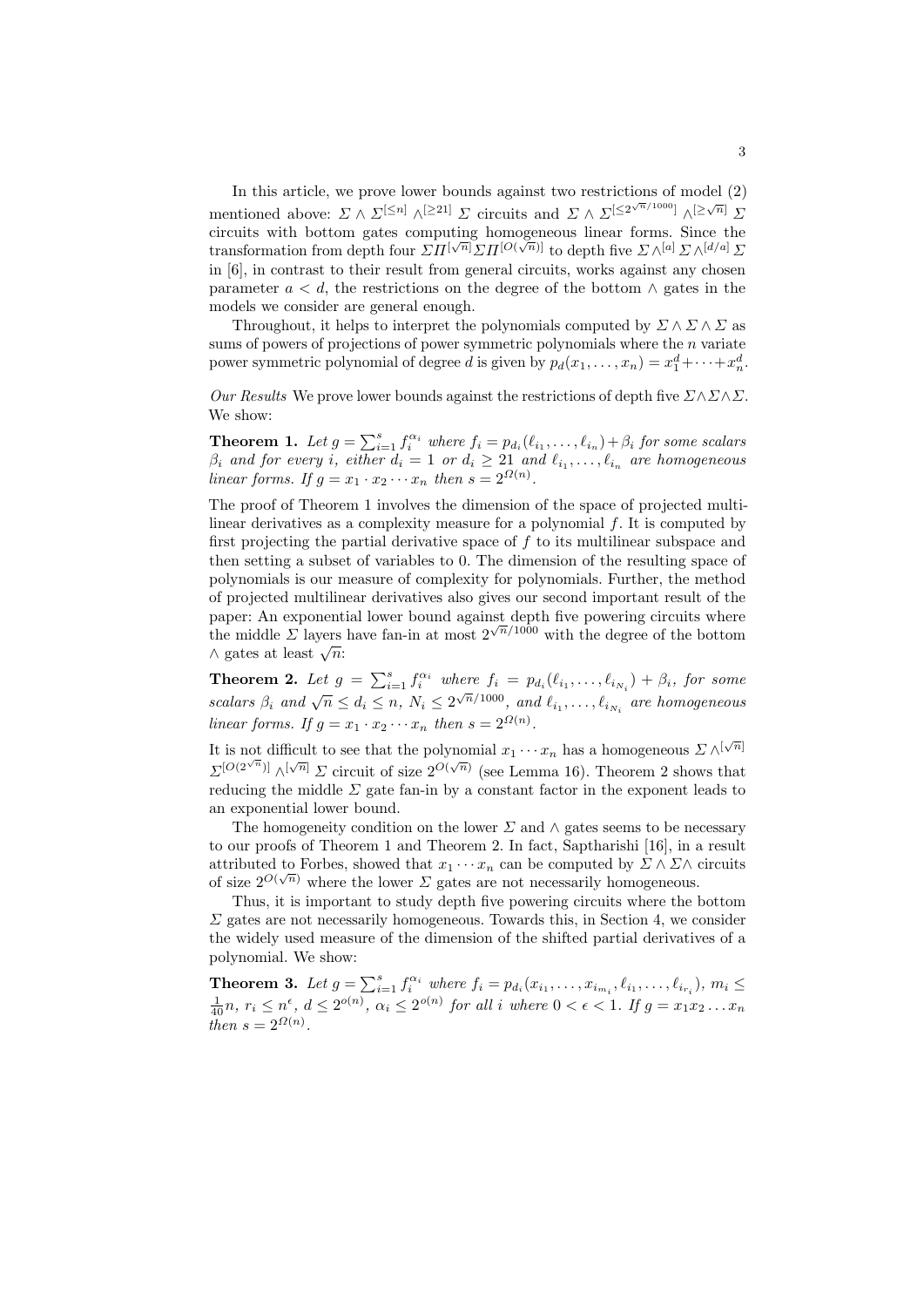In this article, we prove lower bounds against two restrictions of model (2) mentioned above: $\Sigma \wedge \Sigma^{[\leq n]} \wedge^{[\geq 21]} \Sigma$ circuits and $\Sigma \wedge \Sigma^{[\leq 2^{\sqrt{n}/1000}]} \wedge^{[\geq \sqrt{n}]} \Sigma$ circuits with bottom gates computing homogeneous linear forms. Since the transformation from depth four $\Sigma\Pi^{[\sqrt{n}]}\Sigma\Pi^{[O(\sqrt{n})]}$ to depth five $\Sigma \wedge^{[a]} \Sigma \wedge^{[d/a]} \Sigma$ in [6], in contrast to their result from general circuits, works against any chosen parameter $a < d$, the restrictions on the degree of the bottom $\wedge$ gates in the models we consider are general enough.

Throughout, it helps to interpret the polynomials computed by $\Sigma \wedge \Sigma \wedge \Sigma$ as sums of powers of projections of power symmetric polynomials where the $n$ variate power symmetric polynomial of degree $d$ is given by $p_d(x_1, \ldots, x_n) = x_1^d + \cdots + x_n^d$.

*Our Results* We prove lower bounds against the restrictions of depth five $\Sigma\wedge\Sigma\wedge\Sigma$. We show:

**Theorem 1.** *Let $g = \sum_{i=1}^{s} f_i^{\alpha_i}$ where $f_i = p_{d_i}(\ell_{i_1}, \ldots, \ell_{i_n}) + \beta_i$ for some scalars $\beta_i$ and for every $i$, either $d_i = 1$ or $d_i \geq 21$ and $\ell_{i_1}, \ldots, \ell_{i_n}$ are homogeneous linear forms. If $g = x_1 \cdot x_2 \cdots x_n$ then $s = 2^{\Omega(n)}$.*

The proof of Theorem 1 involves the dimension of the space of projected multilinear derivatives as a complexity measure for a polynomial $f$. It is computed by first projecting the partial derivative space of $f$ to its multilinear subspace and then setting a subset of variables to 0. The dimension of the resulting space of polynomials is our measure of complexity for polynomials. Further, the method of projected multilinear derivatives also gives our second important result of the paper: An exponential lower bound against depth five powering circuits where the middle $\Sigma$ layers have fan-in at most $2^{\sqrt{n}/1000}$ with the degree of the bottom $\wedge$ gates at least $\sqrt{n}$:

**Theorem 2.** *Let $g = \sum_{i=1}^{s} f_i^{\alpha_i}$ where $f_i = p_{d_i}(\ell_{i_1}, \ldots, \ell_{i_{N_i}}) + \beta_i$, for some scalars $\beta_i$ and $\sqrt{n} \leq d_i \leq n$, $N_i \leq 2^{\sqrt{n}/1000}$, and $\ell_{i_1}, \ldots, \ell_{i_{N_i}}$ are homogeneous linear forms. If $g = x_1 \cdot x_2 \cdots x_n$ then $s = 2^{\Omega(n)}$.*

It is not difficult to see that the polynomial $x_1 \cdots x_n$ has a homogeneous $\Sigma \wedge^{[\sqrt{n}]} \Sigma^{[O(2^{\sqrt{n}})]} \wedge^{[\sqrt{n}]} \Sigma$ circuit of size $2^{O(\sqrt{n})}$ (see Lemma 16). Theorem 2 shows that reducing the middle $\Sigma$ gate fan-in by a constant factor in the exponent leads to an exponential lower bound.

The homogeneity condition on the lower $\Sigma$ and $\wedge$ gates seems to be necessary to our proofs of Theorem 1 and Theorem 2. In fact, Saptharishi [16], in a result attributed to Forbes, showed that $x_1 \cdots x_n$ can be computed by $\Sigma \wedge \Sigma \wedge$ circuits of size $2^{O(\sqrt{n})}$ where the lower $\Sigma$ gates are not necessarily homogeneous.

Thus, it is important to study depth five powering circuits where the bottom $\Sigma$ gates are not necessarily homogeneous. Towards this, in Section 4, we consider the widely used measure of the dimension of the shifted partial derivatives of a polynomial. We show:

**Theorem 3.** *Let $g = \sum_{i=1}^{s} f_i^{\alpha_i}$ where $f_i = p_{d_i}(x_{i_1}, \ldots, x_{i_{m_i}}, \ell_{i_1}, \ldots, \ell_{i_{r_i}})$, $m_i \leq \frac{1}{40}n$, $r_i \leq n^{\epsilon}$, $d \leq 2^{o(n)}$, $\alpha_i \leq 2^{o(n)}$ for all $i$ where $0 < \epsilon < 1$. If $g = x_1 x_2 \ldots x_n$ then $s = 2^{\Omega(n)}$.*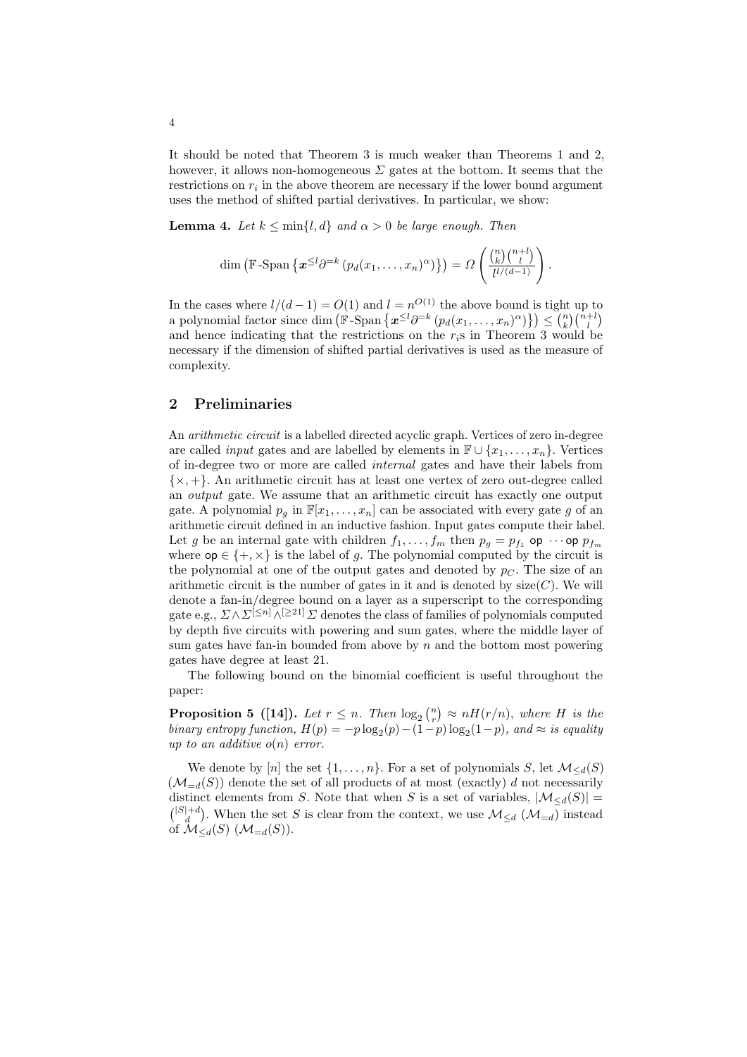It should be noted that Theorem 3 is much weaker than Theorems 1 and 2, however, it allows non-homogeneous $\Sigma$ gates at the bottom. It seems that the restrictions on $r_i$ in the above theorem are necessary if the lower bound argument uses the method of shifted partial derivatives. In particular, we show:

**Lemma 4.** *Let $k \leq \min\{l, d\}$ and $\alpha > 0$ be large enough. Then*

$$\dim\left(\mathbb{F}\text{-Span}\left\{\boldsymbol{x}^{\leq l}\partial^{=k}\left(p_d(x_1,\ldots,x_n)^{\alpha}\right)\right\}\right) = \Omega\left(\frac{\binom{n}{k}\binom{n+l}{l}}{l^{l/(d-1)}}\right).$$

In the cases where $l/(d-1) = O(1)$ and $l = n^{O(1)}$ the above bound is tight up to a polynomial factor since $\dim\left(\mathbb{F}\text{-Span}\left\{\boldsymbol{x}^{\leq l}\partial^{=k}\left(p_d(x_1,\ldots,x_n)^{\alpha}\right)\right\}\right) \leq \binom{n}{k}\binom{n+l}{l}$ and hence indicating that the restrictions on the $r_i$s in Theorem 3 would be necessary if the dimension of shifted partial derivatives is used as the measure of complexity.

## 2 Preliminaries

An *arithmetic circuit* is a labelled directed acyclic graph. Vertices of zero in-degree are called *input* gates and are labelled by elements in $\mathbb{F} \cup \{x_1, \ldots, x_n\}$. Vertices of in-degree two or more are called *internal* gates and have their labels from $\{\times, +\}$. An arithmetic circuit has at least one vertex of zero out-degree called an *output* gate. We assume that an arithmetic circuit has exactly one output gate. A polynomial $p_g$ in $\mathbb{F}[x_1, \ldots, x_n]$ can be associated with every gate $g$ of an arithmetic circuit defined in an inductive fashion. Input gates compute their label. Let $g$ be an internal gate with children $f_1, \ldots, f_m$ then $p_g = p_{f_1} \,\mathsf{op}\, \cdots \,\mathsf{op}\, p_{f_m}$ where $\mathsf{op} \in \{+, \times\}$ is the label of $g$. The polynomial computed by the circuit is the polynomial at one of the output gates and denoted by $p_C$. The size of an arithmetic circuit is the number of gates in it and is denoted by $\text{size}(C)$. We will denote a fan-in/degree bound on a layer as a superscript to the corresponding gate e.g., $\Sigma \wedge \Sigma^{[\leq n]} \wedge^{[\geq 21]} \Sigma$ denotes the class of families of polynomials computed by depth five circuits with powering and sum gates, where the middle layer of sum gates have fan-in bounded from above by $n$ and the bottom most powering gates have degree at least 21.

The following bound on the binomial coefficient is useful throughout the paper:

**Proposition 5 ([14]).** *Let $r \leq n$. Then $\log_2\binom{n}{r} \approx nH(r/n)$, where $H$ is the binary entropy function, $H(p) = -p\log_2(p) - (1-p)\log_2(1-p)$, and $\approx$ is equality up to an additive $o(n)$ error.*

We denote by $[n]$ the set $\{1, \ldots, n\}$. For a set of polynomials $S$, let $\mathcal{M}_{\leq d}(S)$ ($\mathcal{M}_{=d}(S)$) denote the set of all products of at most (exactly) $d$ not necessarily distinct elements from $S$. Note that when $S$ is a set of variables, $|\mathcal{M}_{\leq d}(S)| = \binom{|S|+d}{d}$. When the set $S$ is clear from the context, we use $\mathcal{M}_{\leq d}$ ($\mathcal{M}_{=d}$) instead of $\mathcal{M}_{\leq d}(S)$ ($\mathcal{M}_{=d}(S)$).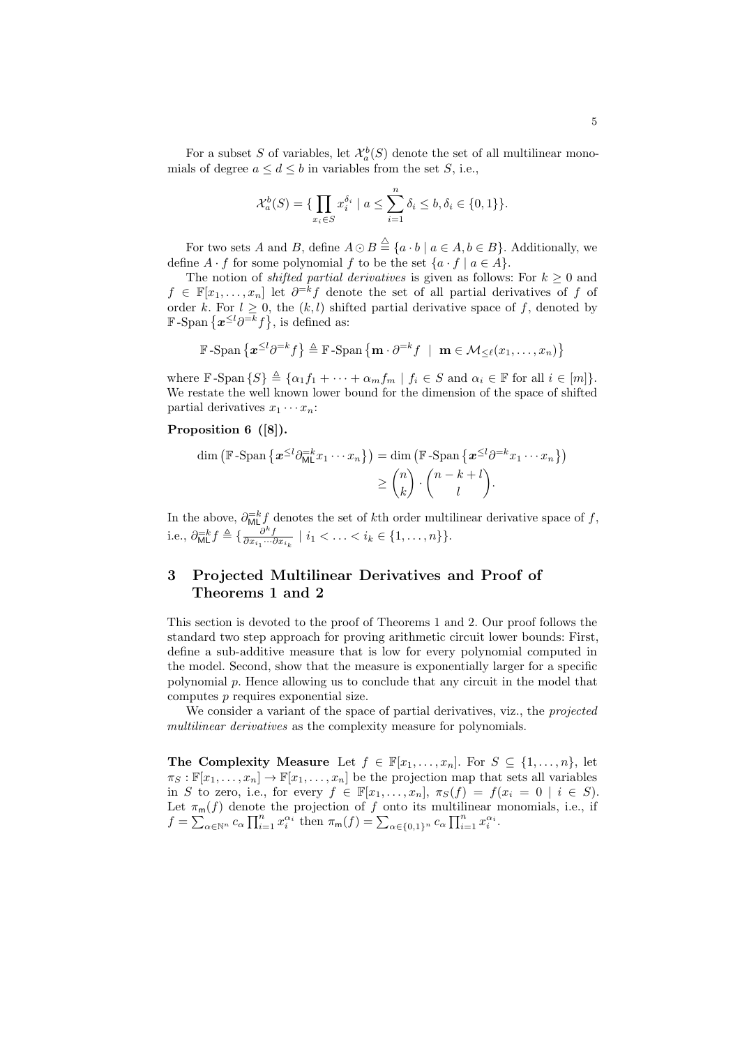For a subset $S$ of variables, let $\mathcal{X}_a^b(S)$ denote the set of all multilinear monomials of degree $a \leq d \leq b$ in variables from the set $S$, i.e.,

$$\mathcal{X}_a^b(S) = \{ \prod_{x_i \in S} x_i^{\delta_i} \mid a \leq \sum_{i=1}^{n} \delta_i \leq b, \delta_i \in \{0,1\}\}.$$

For two sets $A$ and $B$, define $A \odot B \stackrel{\triangle}{=} \{a \cdot b \mid a \in A, b \in B\}$. Additionally, we define $A \cdot f$ for some polynomial $f$ to be the set $\{a \cdot f \mid a \in A\}$.

The notion of *shifted partial derivatives* is given as follows: For $k \geq 0$ and $f \in \mathbb{F}[x_1, \ldots, x_n]$ let $\partial^{=k} f$ denote the set of all partial derivatives of $f$ of order $k$. For $l \geq 0$, the $(k,l)$ shifted partial derivative space of $f$, denoted by $\mathbb{F}\text{-Span}\left\{\boldsymbol{x}^{\leq l}\partial^{=k} f\right\}$, is defined as:

$$\mathbb{F}\text{-Span}\left\{\boldsymbol{x}^{\leq l}\partial^{=k} f\right\} \triangleq \mathbb{F}\text{-Span}\left\{\mathbf{m} \cdot \partial^{=k} f \;\mid\; \mathbf{m} \in \mathcal{M}_{\leq \ell}(x_1, \ldots, x_n)\right\}$$

where $\mathbb{F}\text{-Span}\left\{S\right\} \triangleq \{\alpha_1 f_1 + \cdots + \alpha_m f_m \mid f_i \in S \text{ and } \alpha_i \in \mathbb{F} \text{ for all } i \in [m]\}$. We restate the well known lower bound for the dimension of the space of shifted partial derivatives $x_1 \cdots x_n$:

**Proposition 6 ([8]).**

$$\begin{aligned} \dim\left(\mathbb{F}\text{-Span}\left\{\boldsymbol{x}^{\leq l}\partial_{\mathsf{ML}}^{=k} x_1 \cdots x_n\right\}\right) &= \dim\left(\mathbb{F}\text{-Span}\left\{\boldsymbol{x}^{\leq l}\partial^{=k} x_1 \cdots x_n\right\}\right) \\ &\geq \binom{n}{k} \cdot \binom{n-k+l}{l}. \end{aligned}$$

In the above, $\partial_{\mathsf{ML}}^{=k} f$ denotes the set of $k$th order multilinear derivative space of $f$, i.e., $\partial_{\mathsf{ML}}^{=k} f \triangleq \{\frac{\partial^k f}{\partial x_{i_1} \cdots \partial x_{i_k}} \mid i_1 < \ldots < i_k \in \{1, \ldots, n\}\}$.

## 3 Projected Multilinear Derivatives and Proof of Theorems 1 and 2

This section is devoted to the proof of Theorems 1 and 2. Our proof follows the standard two step approach for proving arithmetic circuit lower bounds: First, define a sub-additive measure that is low for every polynomial computed in the model. Second, show that the measure is exponentially larger for a specific polynomial $p$. Hence allowing us to conclude that any circuit in the model that computes $p$ requires exponential size.

We consider a variant of the space of partial derivatives, viz., the *projected multilinear derivatives* as the complexity measure for polynomials.

**The Complexity Measure** Let $f \in \mathbb{F}[x_1, \ldots, x_n]$. For $S \subseteq \{1, \ldots, n\}$, let $\pi_S : \mathbb{F}[x_1, \ldots, x_n] \to \mathbb{F}[x_1, \ldots, x_n]$ be the projection map that sets all variables in $S$ to zero, i.e., for every $f \in \mathbb{F}[x_1, \ldots, x_n]$, $\pi_S(f) = f(x_i = 0 \mid i \in S)$. Let $\pi_{\mathsf{m}}(f)$ denote the projection of $f$ onto its multilinear monomials, i.e., if $f = \sum_{\alpha \in \mathbb{N}^n} c_\alpha \prod_{i=1}^n x_i^{\alpha_i}$ then $\pi_{\mathsf{m}}(f) = \sum_{\alpha \in \{0,1\}^n} c_\alpha \prod_{i=1}^n x_i^{\alpha_i}$.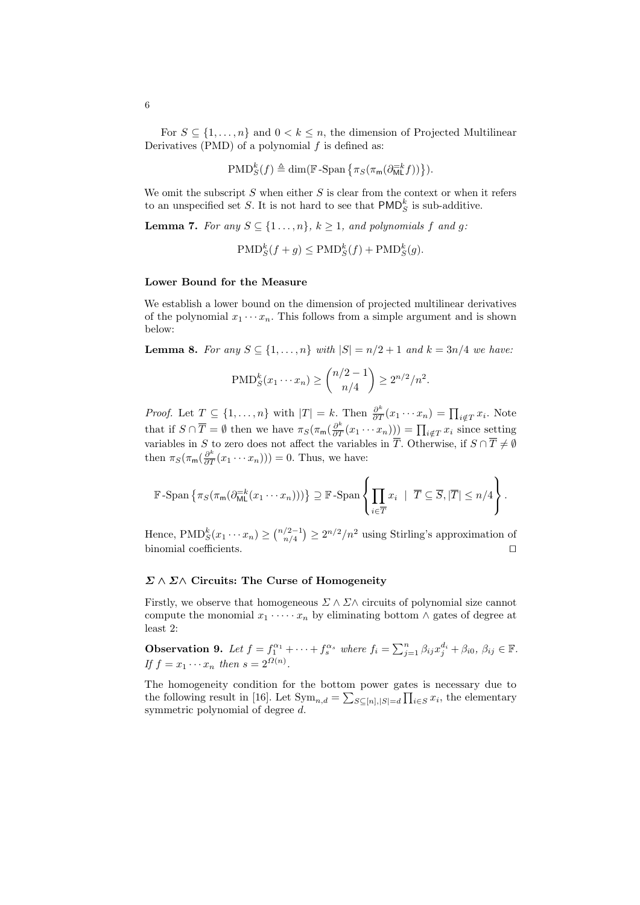For $S \subseteq \{1, \ldots, n\}$ and $0 < k \leq n$, the dimension of Projected Multilinear Derivatives (PMD) of a polynomial $f$ is defined as:

$$\text{PMD}_S^k(f) \triangleq \dim(\mathbb{F}\text{-Span}\left\{\pi_S(\pi_{\mathsf{m}}(\partial_{\mathsf{ML}}^{=k} f))\right\}).$$

We omit the subscript $S$ when either $S$ is clear from the context or when it refers to an unspecified set $S$. It is not hard to see that $\mathsf{PMD}_S^k$ is sub-additive.

**Lemma 7.** *For any $S \subseteq \{1 \ldots, n\}$, $k \geq 1$, and polynomials $f$ and $g$:*

$$\text{PMD}_S^k(f + g) \leq \text{PMD}_S^k(f) + \text{PMD}_S^k(g).$$

#### Lower Bound for the Measure

We establish a lower bound on the dimension of projected multilinear derivatives of the polynomial $x_1 \cdots x_n$. This follows from a simple argument and is shown below:

**Lemma 8.** *For any $S \subseteq \{1, \ldots, n\}$ with $|S| = n/2 + 1$ and $k = 3n/4$ we have:*

$$\text{PMD}_S^k(x_1 \cdots x_n) \geq \binom{n/2 - 1}{n/4} \geq 2^{n/2}/n^2.$$

*Proof.* Let $T \subseteq \{1, \ldots, n\}$ with $|T| = k$. Then $\frac{\partial^k}{\partial T}(x_1 \cdots x_n) = \prod_{i \notin T} x_i$. Note that if $S \cap \overline{T} = \emptyset$ then we have $\pi_S(\pi_{\mathsf{m}}(\frac{\partial^k}{\partial T}(x_1 \cdots x_n))) = \prod_{i \notin T} x_i$ since setting variables in $S$ to zero does not affect the variables in $\overline{T}$. Otherwise, if $S \cap \overline{T} \neq \emptyset$ then $\pi_S(\pi_{\mathsf{m}}(\frac{\partial^k}{\partial T}(x_1 \cdots x_n))) = 0$. Thus, we have:

$$\mathbb{F}\text{-Span}\left\{\pi_S(\pi_{\mathsf{m}}(\partial_{\mathsf{ML}}^{=k}(x_1 \cdots x_n)))\right\} \supseteq \mathbb{F}\text{-Span}\left\{\prod_{i \in \overline{T}} x_i \ \mid \ \overline{T} \subseteq \overline{S}, |\overline{T}| \leq n/4\right\}.$$

Hence, $\text{PMD}_S^k(x_1 \cdots x_n) \geq \binom{n/2-1}{n/4} \geq 2^{n/2}/n^2$ using Stirling's approximation of binomial coefficients. $\square$

#### $\Sigma \wedge \Sigma\wedge$ Circuits: The Curse of Homogeneity

Firstly, we observe that homogeneous $\Sigma \wedge \Sigma\wedge$ circuits of polynomial size cannot compute the monomial $x_1 \cdot \cdots \cdot x_n$ by eliminating bottom $\wedge$ gates of degree at least 2:

**Observation 9.** *Let $f = f_1^{\alpha_1} + \cdots + f_s^{\alpha_s}$ where $f_i = \sum_{j=1}^n \beta_{ij} x_j^{d_i} + \beta_{i0}$, $\beta_{ij} \in \mathbb{F}$. If $f = x_1 \cdots x_n$ then $s = 2^{\Omega(n)}$.*

The homogeneity condition for the bottom power gates is necessary due to the following result in [16]. Let $\text{Sym}_{n,d} = \sum_{S \subseteq [n], |S| = d} \prod_{i \in S} x_i$, the elementary symmetric polynomial of degree $d$.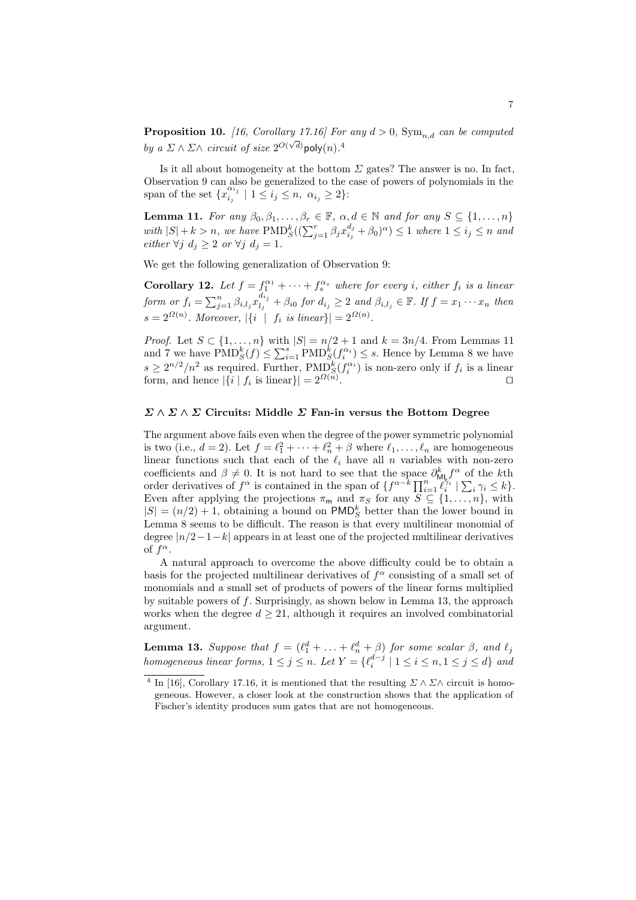**Proposition 10.** *[16, Corollary 17.16] For any $d > 0$, $\mathrm{Sym}_{n,d}$ can be computed by a $\Sigma \wedge \Sigma \wedge$ circuit of size $2^{O(\sqrt{d})}\mathsf{poly}(n)$.*[4]

Is it all about homogeneity at the bottom $\Sigma$ gates? The answer is no. In fact, Observation 9 can also be generalized to the case of powers of polynomials in the span of the set $\{x_{i_j}^{\alpha_{i_j}} \mid 1 \le i_j \le n,\ \alpha_{i_j} \ge 2\}$:

**Lemma 11.** *For any $\beta_0, \beta_1, \ldots, \beta_r \in \mathbb{F}$, $\alpha, d \in \mathbb{N}$ and for any $S \subseteq \{1, \ldots, n\}$ with $|S| + k > n$, we have $\mathrm{PMD}_S^k((\sum_{j=1}^r \beta_j x_{i_j}^{d_j} + \beta_0)^\alpha) \le 1$ where $1 \le i_j \le n$ and either $\forall j\ d_j \ge 2$ or $\forall j\ d_j = 1$.*

We get the following generalization of Observation 9:

**Corollary 12.** *Let $f = f_1^{\alpha_1} + \cdots + f_s^{\alpha_s}$ where for every $i$, either $f_i$ is a linear form or $f_i = \sum_{j=1}^n \beta_{i,l_j} x_{l_j}^{d_{i_j}} + \beta_{i0}$ for $d_{i_j} \ge 2$ and $\beta_{i,l_j} \in \mathbb{F}$. If $f = x_1 \cdots x_n$ then $s = 2^{\Omega(n)}$. Moreover, $|\{i \mid f_i \text{ is linear}\}| = 2^{\Omega(n)}$.*

*Proof.* Let $S \subset \{1, \ldots, n\}$ with $|S| = n/2 + 1$ and $k = 3n/4$. From Lemmas 11 and 7 we have $\mathrm{PMD}_S^k(f) \le \sum_{i=1}^s \mathrm{PMD}_S^k(f_i^{\alpha_i}) \le s$. Hence by Lemma 8 we have $s \ge 2^{n/2}/n^2$ as required. Further, $\mathrm{PMD}_S^k(f_i^{\alpha_i})$ is non-zero only if $f_i$ is a linear form, and hence $|\{i \mid f_i \text{ is linear}\}| = 2^{\Omega(n)}$. ☐

### $\Sigma \wedge \Sigma \wedge \Sigma$ Circuits: Middle $\Sigma$ Fan-in versus the Bottom Degree

The argument above fails even when the degree of the power symmetric polynomial is two (i.e., $d = 2$). Let $f = \ell_1^2 + \cdots + \ell_n^2 + \beta$ where $\ell_1, \ldots, \ell_n$ are homogeneous linear functions such that each of the $\ell_i$ have all $n$ variables with non-zero coefficients and $\beta \neq 0$. It is not hard to see that the space $\partial_{\mathsf{ML}}^k f^\alpha$ of the $k$th order derivatives of $f^\alpha$ is contained in the span of $\{f^{\alpha-k} \prod_{i=1}^n \ell_i^{\gamma_i} \mid \sum_i \gamma_i \le k\}$. Even after applying the projections $\pi_{\mathsf{m}}$ and $\pi_S$ for any $S \subseteq \{1, \ldots, n\}$, with $|S| = (n/2) + 1$, obtaining a bound on $\mathsf{PMD}_S^k$ better than the lower bound in Lemma 8 seems to be difficult. The reason is that every multilinear monomial of degree $|n/2 - 1 - k|$ appears in at least one of the projected multilinear derivatives of $f^\alpha$.

A natural approach to overcome the above difficulty could be to obtain a basis for the projected multilinear derivatives of $f^\alpha$ consisting of a small set of monomials and a small set of products of powers of the linear forms multiplied by suitable powers of $f$. Surprisingly, as shown below in Lemma 13, the approach works when the degree $d \ge 21$, although it requires an involved combinatorial argument.

**Lemma 13.** *Suppose that $f = (\ell_1^d + \ldots + \ell_n^d + \beta)$ for some scalar $\beta$, and $\ell_j$ homogeneous linear forms, $1 \le j \le n$. Let $Y = \{\ell_i^{d-j} \mid 1 \le i \le n, 1 \le j \le d\}$ and*

[4] In [16], Corollary 17.16, it is mentioned that the resulting $\Sigma \wedge \Sigma \wedge$ circuit is homogeneous. However, a closer look at the construction shows that the application of Fischer's identity produces sum gates that are not homogeneous.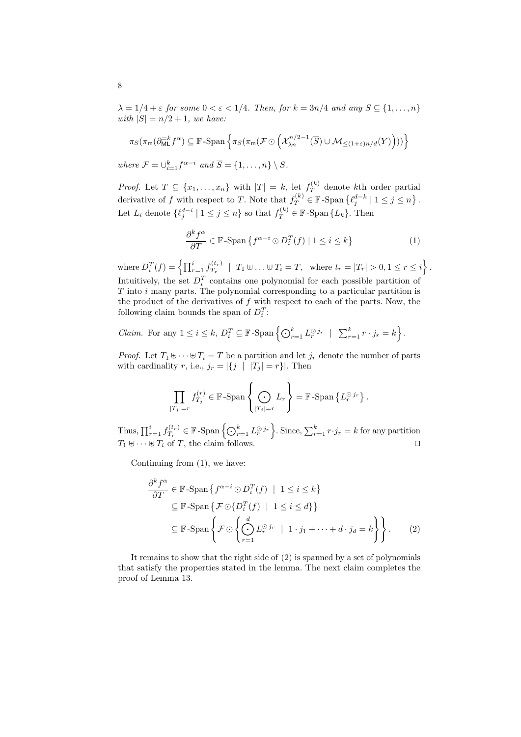$\lambda = 1/4 + \varepsilon$ *for some* $0 < \varepsilon < 1/4$. *Then, for* $k = 3n/4$ *and any* $S \subseteq \{1, \ldots, n\}$ *with* $|S| = n/2 + 1$, *we have:*

$$\pi_S(\pi_{\mathsf{m}}(\partial_{\mathsf{ML}}^{=k} f^\alpha) \subseteq \mathbb{F}\text{-Span}\left\{\pi_S(\pi_{\mathsf{m}}(\mathcal{F} \odot \left(\mathcal{X}_{\lambda n}^{n/2-1}(\overline{S}) \cup \mathcal{M}_{\leq(1+\varepsilon)n/d}(Y)\right)))\right\}$$

*where* $\mathcal{F} = \cup_{i=1}^k f^{\alpha - i}$ *and* $\overline{S} = \{1, \ldots, n\} \setminus S$.

*Proof.* Let $T \subseteq \{x_1, \ldots, x_n\}$ with $|T| = k$, let $f_T^{(k)}$ denote $k$th order partial derivative of $f$ with respect to $T$. Note that $f_T^{(k)} \in \mathbb{F}\text{-Span}\left\{\ell_j^{d-k} \mid 1 \leq j \leq n\right\}$. Let $L_i$ denote $\{\ell_j^{d-i} \mid 1 \leq j \leq n\}$ so that $f_T^{(k)} \in \mathbb{F}\text{-Span}\left\{L_k\right\}$. Then

$$\frac{\partial^k f^\alpha}{\partial T} \in \mathbb{F}\text{-Span}\left\{f^{\alpha - i} \odot D_i^T(f) \mid 1 \leq i \leq k\right\} \tag{1}$$

where $D_i^T(f) = \left\{\prod_{r=1}^i f_{T_r}^{(t_r)} \;\mid\; T_1 \uplus \ldots \uplus T_i = T, \;\text{ where } t_r = |T_r| > 0, 1 \leq r \leq i\right\}$. Intuitively, the set $D_i^T$ contains one polynomial for each possible partition of $T$ into $i$ many parts. The polynomial corresponding to a particular partition is the product of the derivatives of $f$ with respect to each of the parts. Now, the following claim bounds the span of $D_i^T$:

*Claim.* For any $1 \leq i \leq k$, $D_i^T \subseteq \mathbb{F}\text{-Span}\left\{\bigodot_{r=1}^k L_r^{\odot j_r} \;\mid\; \sum_{r=1}^k r \cdot j_r = k\right\}$.

*Proof.* Let $T_1 \uplus \cdots \uplus T_i = T$ be a partition and let $j_r$ denote the number of parts with cardinality $r$, i.e., $j_r = |\{j \;\mid\; |T_j| = r\}|$. Then

$$\prod_{|T_j|=r} f_{T_j}^{(r)} \in \mathbb{F}\text{-Span}\left\{\bigodot_{|T_j|=r} L_r\right\} = \mathbb{F}\text{-Span}\left\{L_r^{\odot j_r}\right\}.$$

Thus, $\prod_{r=1}^i f_{T_r}^{(t_r)} \in \mathbb{F}\text{-Span}\left\{\bigodot_{r=1}^k L_r^{\odot j_r}\right\}$. Since, $\sum_{r=1}^k r \cdot j_r = k$ for any partition $T_1 \uplus \cdots \uplus T_i$ of $T$, the claim follows. $\square$

Continuing from (1), we have:

$$\begin{aligned}
\frac{\partial^k f^\alpha}{\partial T} &\in \mathbb{F}\text{-Span}\left\{f^{\alpha - i} \odot D_i^T(f) \;\mid\; 1 \leq i \leq k\right\} \\
&\subseteq \mathbb{F}\text{-Span}\left\{\mathcal{F} \odot \{D_i^T(f) \;\mid\; 1 \leq i \leq d\}\right\} \\
&\subseteq \mathbb{F}\text{-Span}\left\{\mathcal{F} \odot \left\{\bigodot_{r=1}^d L_r^{\odot j_r} \;\mid\; 1 \cdot j_1 + \cdots + d \cdot j_d = k\right\}\right\}.
\end{aligned} \tag{2}$$

It remains to show that the right side of (2) is spanned by a set of polynomials that satisfy the properties stated in the lemma. The next claim completes the proof of Lemma 13.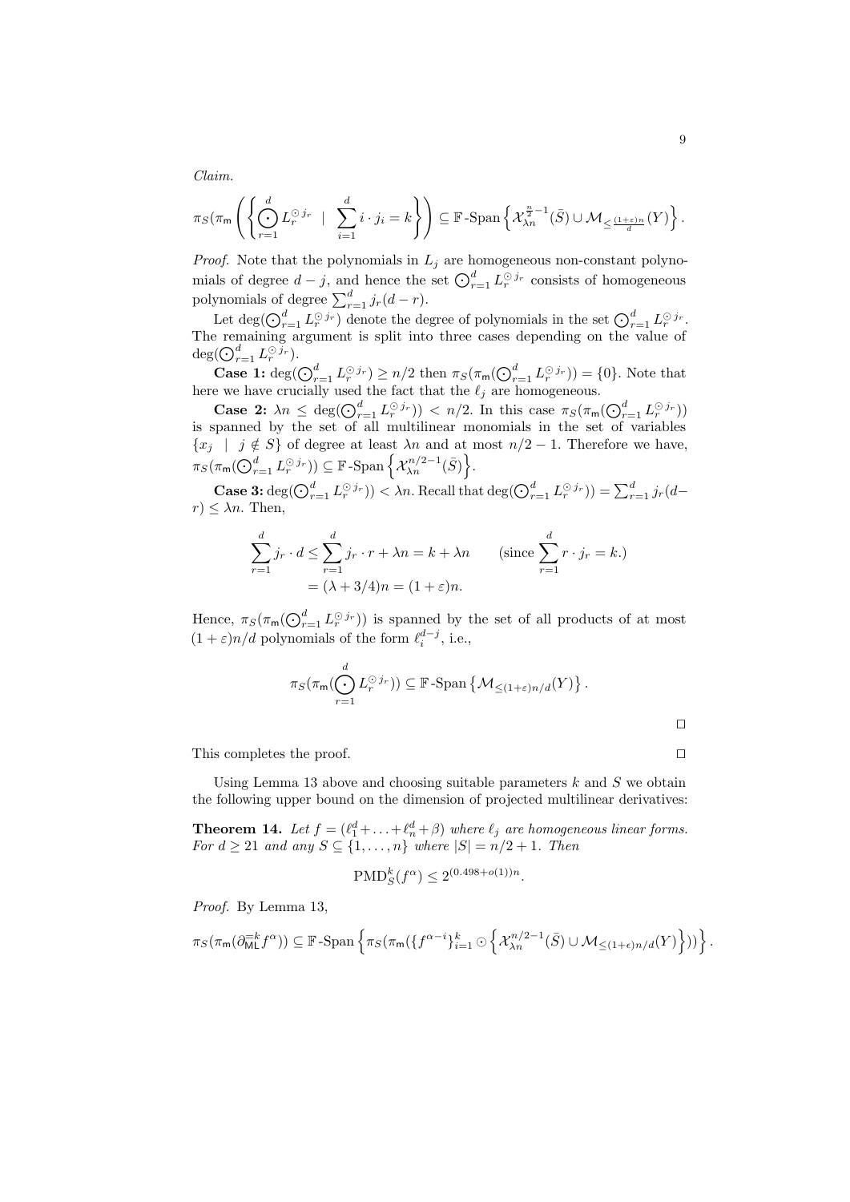*Claim.*

$$\pi_S(\pi_{\mathsf{m}}\left(\left\{\bigodot_{r=1}^{d} L_r^{\odot j_r} \;\mid\; \sum_{i=1}^{d} i\cdot j_i = k\right\}\right) \subseteq \mathbb{F}\text{-Span}\left\{\mathcal{X}_{\lambda n}^{\frac{n}{2}-1}(\bar{S}) \cup \mathcal{M}_{\leq \frac{(1+\varepsilon)n}{d}}(Y)\right\}.$$

*Proof.* Note that the polynomials in $L_j$ are homogeneous non-constant polynomials of degree $d-j$, and hence the set $\bigodot_{r=1}^{d} L_r^{\odot j_r}$ consists of homogeneous polynomials of degree $\sum_{r=1}^{d} j_r(d-r)$.

Let $\deg(\bigodot_{r=1}^{d} L_r^{\odot j_r})$ denote the degree of polynomials in the set $\bigodot_{r=1}^{d} L_r^{\odot j_r}$. The remaining argument is split into three cases depending on the value of $\deg(\bigodot_{r=1}^{d} L_r^{\odot j_r})$.

**Case 1:** $\deg(\bigodot_{r=1}^{d} L_r^{\odot j_r}) \geq n/2$ then $\pi_S(\pi_{\mathsf{m}}(\bigodot_{r=1}^{d} L_r^{\odot j_r})) = \{0\}$. Note that here we have crucially used the fact that the $\ell_j$ are homogeneous.

**Case 2:** $\lambda n \leq \deg(\bigodot_{r=1}^{d} L_r^{\odot j_r})) < n/2$. In this case $\pi_S(\pi_{\mathsf{m}}(\bigodot_{r=1}^{d} L_r^{\odot j_r}))$ is spanned by the set of all multilinear monomials in the set of variables $\{x_j \mid j \notin S\}$ of degree at least $\lambda n$ and at most $n/2-1$. Therefore we have, $\pi_S(\pi_{\mathsf{m}}(\bigodot_{r=1}^{d} L_r^{\odot j_r})) \subseteq \mathbb{F}\text{-Span}\left\{\mathcal{X}_{\lambda n}^{n/2-1}(\bar{S})\right\}$.

**Case 3:** $\deg(\bigodot_{r=1}^{d} L_r^{\odot j_r})) < \lambda n$. Recall that $\deg(\bigodot_{r=1}^{d} L_r^{\odot j_r})) = \sum_{r=1}^{d} j_r(d-r) \leq \lambda n$. Then,

$$\begin{aligned}\sum_{r=1}^{d} j_r \cdot d &\leq \sum_{r=1}^{d} j_r \cdot r + \lambda n = k + \lambda n \qquad (\text{since } \sum_{r=1}^{d} r\cdot j_r = k.)\\ &= (\lambda + 3/4)n = (1+\varepsilon)n.\end{aligned}$$

Hence, $\pi_S(\pi_{\mathsf{m}}(\bigodot_{r=1}^{d} L_r^{\odot j_r}))$ is spanned by the set of all products of at most $(1+\varepsilon)n/d$ polynomials of the form $\ell_i^{d-j}$, i.e.,

$$\pi_S(\pi_{\mathsf{m}}(\bigodot_{r=1}^{d} L_r^{\odot j_r})) \subseteq \mathbb{F}\text{-Span}\left\{\mathcal{M}_{\leq(1+\varepsilon)n/d}(Y)\right\}.$$

□

This completes the proof. □

Using Lemma 13 above and choosing suitable parameters $k$ and $S$ we obtain the following upper bound on the dimension of projected multilinear derivatives:

**Theorem 14.** *Let $f = (\ell_1^d + \ldots + \ell_n^d + \beta)$ where $\ell_j$ are homogeneous linear forms. For $d \geq 21$ and any $S \subseteq \{1,\ldots,n\}$ where $|S| = n/2+1$. Then*

$$\mathrm{PMD}_S^k(f^\alpha) \leq 2^{(0.498+o(1))n}.$$

*Proof.* By Lemma 13,

$$\pi_S(\pi_{\mathsf{m}}(\partial_{\mathsf{ML}}^{=k} f^\alpha)) \subseteq \mathbb{F}\text{-Span}\left\{\pi_S(\pi_{\mathsf{m}}(\{f^{\alpha-i}\}_{i=1}^{k} \odot \left\{\mathcal{X}_{\lambda n}^{n/2-1}(\bar{S}) \cup \mathcal{M}_{\leq(1+\epsilon)n/d}(Y)\right\}))\right\}.$$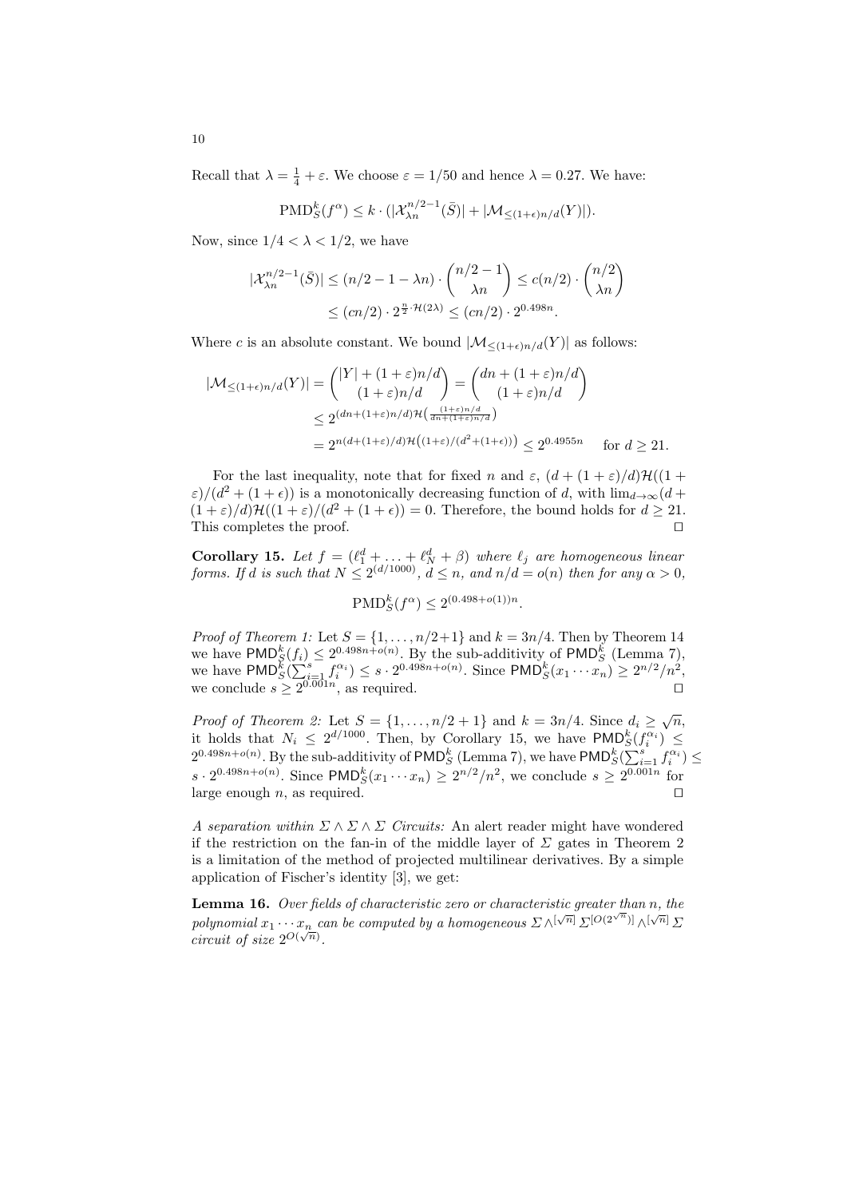Recall that $\lambda = \frac{1}{4} + \varepsilon$. We choose $\varepsilon = 1/50$ and hence $\lambda = 0.27$. We have:

$$\mathrm{PMD}_S^k(f^\alpha) \leq k \cdot (|\mathcal{X}_{\lambda n}^{n/2-1}(\bar{S})| + |\mathcal{M}_{\leq (1+\epsilon)n/d}(Y)|).$$

Now, since $1/4 < \lambda < 1/2$, we have

$$|\mathcal{X}_{\lambda n}^{n/2-1}(\bar{S})| \leq (n/2 - 1 - \lambda n) \cdot \binom{n/2-1}{\lambda n} \leq c(n/2) \cdot \binom{n/2}{\lambda n}$$
$$\leq (cn/2) \cdot 2^{\frac{n}{2} \cdot \mathcal{H}(2\lambda)} \leq (cn/2) \cdot 2^{0.498n}.$$

Where $c$ is an absolute constant. We bound $|\mathcal{M}_{\leq (1+\epsilon)n/d}(Y)|$ as follows:

$$|\mathcal{M}_{\leq (1+\epsilon)n/d}(Y)| = \binom{|Y| + (1+\varepsilon)n/d}{(1+\varepsilon)n/d} = \binom{dn + (1+\varepsilon)n/d}{(1+\varepsilon)n/d}$$
$$\leq 2^{(dn + (1+\varepsilon)n/d)\mathcal{H}\left(\frac{(1+\varepsilon)n/d}{dn + (1+\varepsilon)n/d}\right)}$$
$$= 2^{n(d + (1+\varepsilon)/d)\mathcal{H}\left((1+\varepsilon)/(d^2 + (1+\epsilon))\right)} \leq 2^{0.4955n} \quad \text{for } d \geq 21.$$

For the last inequality, note that for fixed $n$ and $\varepsilon$, $(d + (1+\varepsilon)/d)\mathcal{H}((1+\varepsilon)/(d^2 + (1+\epsilon))$ is a monotonically decreasing function of $d$, with $\lim_{d\to\infty}(d + (1+\varepsilon)/d)\mathcal{H}((1+\varepsilon)/(d^2 + (1+\epsilon)) = 0$. Therefore, the bound holds for $d \geq 21$. This completes the proof. $\square$

**Corollary 15.** *Let $f = (\ell_1^d + \ldots + \ell_N^d + \beta)$ where $\ell_j$ are homogeneous linear forms. If $d$ is such that $N \leq 2^{(d/1000)}$, $d \leq n$, and $n/d = o(n)$ then for any $\alpha > 0$,*

$$\mathrm{PMD}_S^k(f^\alpha) \leq 2^{(0.498 + o(1))n}.$$

*Proof of Theorem 1:* Let $S = \{1, \ldots, n/2+1\}$ and $k = 3n/4$. Then by Theorem 14 we have $\mathsf{PMD}_S^k(f_i) \leq 2^{0.498n + o(n)}$. By the sub-additivity of $\mathsf{PMD}_S^k$ (Lemma 7), we have $\mathsf{PMD}_S^k(\sum_{i=1}^s f_i^{\alpha_i}) \leq s \cdot 2^{0.498n + o(n)}$. Since $\mathsf{PMD}_S^k(x_1 \cdots x_n) \geq 2^{n/2}/n^2$, we conclude $s \geq 2^{0.001n}$, as required. $\square$

*Proof of Theorem 2:* Let $S = \{1, \ldots, n/2+1\}$ and $k = 3n/4$. Since $d_i \geq \sqrt{n}$, it holds that $N_i \leq 2^{d/1000}$. Then, by Corollary 15, we have $\mathsf{PMD}_S^k(f_i^{\alpha_i}) \leq 2^{0.498n + o(n)}$. By the sub-additivity of $\mathsf{PMD}_S^k$ (Lemma 7), we have $\mathsf{PMD}_S^k(\sum_{i=1}^s f_i^{\alpha_i}) \leq s \cdot 2^{0.498n + o(n)}$. Since $\mathsf{PMD}_S^k(x_1 \cdots x_n) \geq 2^{n/2}/n^2$, we conclude $s \geq 2^{0.001n}$ for large enough $n$, as required. $\square$

*A separation within $\Sigma \wedge \Sigma \wedge \Sigma$ Circuits:* An alert reader might have wondered if the restriction on the fan-in of the middle layer of $\Sigma$ gates in Theorem 2 is a limitation of the method of projected multilinear derivatives. By a simple application of Fischer's identity [3], we get:

**Lemma 16.** *Over fields of characteristic zero or characteristic greater than $n$, the polynomial $x_1 \cdots x_n$ can be computed by a homogeneous $\Sigma \wedge^{[\sqrt{n}]} \Sigma^{[O(2^{\sqrt{n}})]} \wedge^{[\sqrt{n}]} \Sigma$ circuit of size $2^{O(\sqrt{n})}$.*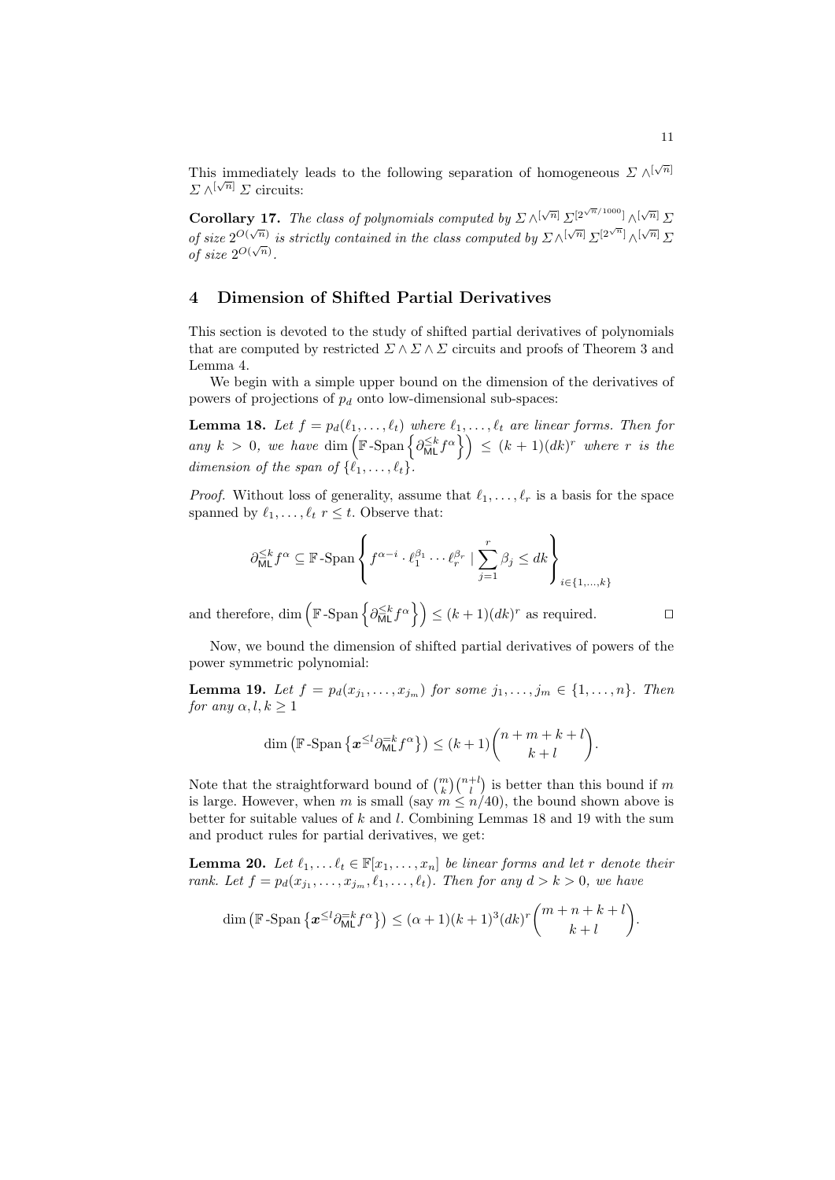This immediately leads to the following separation of homogeneous $\Sigma \wedge^{[\sqrt{n}]} \Sigma \wedge^{[\sqrt{n}]} \Sigma$ circuits:

**Corollary 17.** *The class of polynomials computed by $\Sigma \wedge^{[\sqrt{n}]} \Sigma^{[2^{\sqrt{n}/1000}]} \wedge^{[\sqrt{n}]} \Sigma$ of size $2^{O(\sqrt{n})}$ is strictly contained in the class computed by $\Sigma \wedge^{[\sqrt{n}]} \Sigma^{[2^{\sqrt{n}}]} \wedge^{[\sqrt{n}]} \Sigma$ of size $2^{O(\sqrt{n})}$.*

## 4 Dimension of Shifted Partial Derivatives

This section is devoted to the study of shifted partial derivatives of polynomials that are computed by restricted $\Sigma \wedge \Sigma \wedge \Sigma$ circuits and proofs of Theorem 3 and Lemma 4.

We begin with a simple upper bound on the dimension of the derivatives of powers of projections of $p_d$ onto low-dimensional sub-spaces:

**Lemma 18.** *Let $f = p_d(\ell_1, \ldots, \ell_t)$ where $\ell_1, \ldots, \ell_t$ are linear forms. Then for any $k > 0$, we have $\dim\left(\mathbb{F}\text{-Span}\left\{\partial_{\mathsf{ML}}^{\leq k} f^\alpha\right\}\right) \leq (k+1)(dk)^r$ where $r$ is the dimension of the span of $\{\ell_1, \ldots, \ell_t\}$.*

*Proof.* Without loss of generality, assume that $\ell_1, \ldots, \ell_r$ is a basis for the space spanned by $\ell_1, \ldots, \ell_t$ $r \leq t$. Observe that:

$$\partial_{\mathsf{ML}}^{\leq k} f^\alpha \subseteq \mathbb{F}\text{-Span}\left\{ f^{\alpha - i} \cdot \ell_1^{\beta_1} \cdots \ell_r^{\beta_r} \mid \sum_{j=1}^{r} \beta_j \leq dk \right\}_{i \in \{1, \ldots, k\}}$$

and therefore, $\dim\left(\mathbb{F}\text{-Span}\left\{\partial_{\mathsf{ML}}^{\leq k} f^\alpha\right\}\right) \leq (k+1)(dk)^r$ as required. $\square$

Now, we bound the dimension of shifted partial derivatives of powers of the power symmetric polynomial:

**Lemma 19.** *Let $f = p_d(x_{j_1}, \ldots, x_{j_m})$ for some $j_1, \ldots, j_m \in \{1, \ldots, n\}$. Then for any $\alpha, l, k \geq 1$*

$$\dim\left(\mathbb{F}\text{-Span}\left\{\boldsymbol{x}^{\leq l} \partial_{\mathsf{ML}}^{=k} f^\alpha\right\}\right) \leq (k+1)\binom{n+m+k+l}{k+l}.$$

Note that the straightforward bound of $\binom{m}{k}\binom{n+l}{l}$ is better than this bound if $m$ is large. However, when $m$ is small (say $m \leq n/40$), the bound shown above is better for suitable values of $k$ and $l$. Combining Lemmas 18 and 19 with the sum and product rules for partial derivatives, we get:

**Lemma 20.** *Let $\ell_1, \ldots \ell_t \in \mathbb{F}[x_1, \ldots, x_n]$ be linear forms and let $r$ denote their rank. Let $f = p_d(x_{j_1}, \ldots, x_{j_m}, \ell_1, \ldots, \ell_t)$. Then for any $d > k > 0$, we have*

$$\dim\left(\mathbb{F}\text{-Span}\left\{\boldsymbol{x}^{\leq l} \partial_{\mathsf{ML}}^{=k} f^\alpha\right\}\right) \leq (\alpha+1)(k+1)^3(dk)^r\binom{m+n+k+l}{k+l}.$$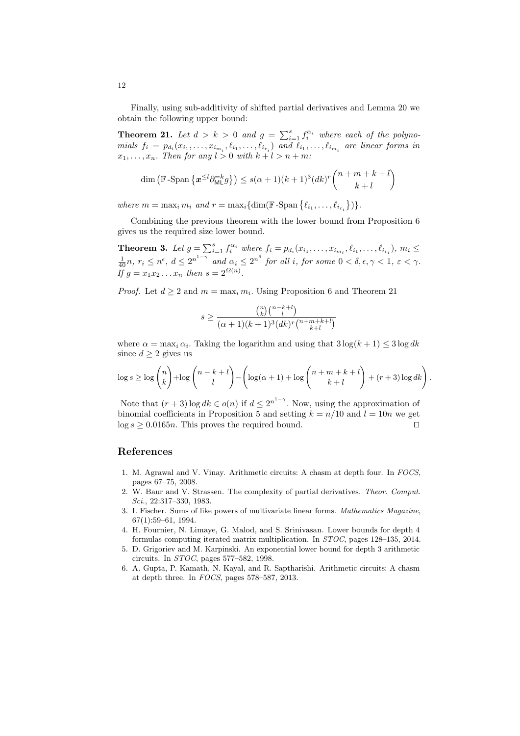Finally, using sub-additivity of shifted partial derivatives and Lemma 20 we obtain the following upper bound:

**Theorem 21.** *Let $d > k > 0$ and $g = \sum_{i=1}^{s} f_i^{\alpha_i}$ where each of the polynomials $f_i = p_{d_i}(x_{i_1}, \ldots, x_{i_{m_i}}, \ell_{i_1}, \ldots, \ell_{i_{r_i}})$ and $\ell_{i_1}, \ldots, \ell_{i_{m_i}}$ are linear forms in $x_1, \ldots, x_n$. Then for any $l > 0$ with $k + l > n + m$:*

$$\dim\left(\mathbb{F}\text{-Span}\left\{\boldsymbol{x}^{\leq l}\partial_{\mathsf{ML}}^{=k} g\right\}\right) \leq s(\alpha+1)(k+1)^3(dk)^r\binom{n+m+k+l}{k+l}$$

*where $m = \max_i m_i$ and $r = \max_i\{\dim(\mathbb{F}\text{-Span}\left\{\ell_{i_1}, \ldots, \ell_{i_{r_i}}\right\})\}$.*

Combining the previous theorem with the lower bound from Proposition 6 gives us the required size lower bound.

**Theorem 3.** *Let $g = \sum_{i=1}^{s} f_i^{\alpha_i}$ where $f_i = p_{d_i}(x_{i_1}, \ldots, x_{i_{m_i}}, \ell_{i_1}, \ldots, \ell_{i_{r_i}})$, $m_i \leq \frac{1}{40}n$, $r_i \leq n^{\epsilon}$, $d \leq 2^{n^{1-\gamma}}$ and $\alpha_i \leq 2^{n^{\delta}}$ for all $i$, for some $0 < \delta, \epsilon, \gamma < 1$, $\varepsilon < \gamma$. If $g = x_1 x_2 \ldots x_n$ then $s = 2^{\Omega(n)}$.*

*Proof.* Let $d \geq 2$ and $m = \max_i m_i$. Using Proposition 6 and Theorem 21

$$s \geq \frac{\binom{n}{k}\binom{n-k+l}{l}}{(\alpha+1)(k+1)^3(dk)^r\binom{n+m+k+l}{k+l}}$$

where $\alpha = \max_i \alpha_i$. Taking the logarithm and using that $3\log(k+1) \leq 3\log dk$ since $d \geq 2$ gives us

$$\log s \geq \log\binom{n}{k} + \log\binom{n-k+l}{l} - \left(\log(\alpha+1) + \log\binom{n+m+k+l}{k+l} + (r+3)\log dk\right).$$

Note that $(r+3)\log dk \in o(n)$ if $d \leq 2^{n^{1-\gamma}}$. Now, using the approximation of binomial coefficients in Proposition 5 and setting $k = n/10$ and $l = 10n$ we get $\log s \geq 0.0165n$. This proves the required bound. $\square$

## References

1. M. Agrawal and V. Vinay. Arithmetic circuits: A chasm at depth four. In *FOCS*, pages 67–75, 2008.
2. W. Baur and V. Strassen. The complexity of partial derivatives. *Theor. Comput. Sci.*, 22:317–330, 1983.
3. I. Fischer. Sums of like powers of multivariate linear forms. *Mathematics Magazine*, 67(1):59–61, 1994.
4. H. Fournier, N. Limaye, G. Malod, and S. Srinivasan. Lower bounds for depth 4 formulas computing iterated matrix multiplication. In *STOC*, pages 128–135, 2014.
5. D. Grigoriev and M. Karpinski. An exponential lower bound for depth 3 arithmetic circuits. In *STOC*, pages 577–582, 1998.
6. A. Gupta, P. Kamath, N. Kayal, and R. Saptharishi. Arithmetic circuits: A chasm at depth three. In *FOCS*, pages 578–587, 2013.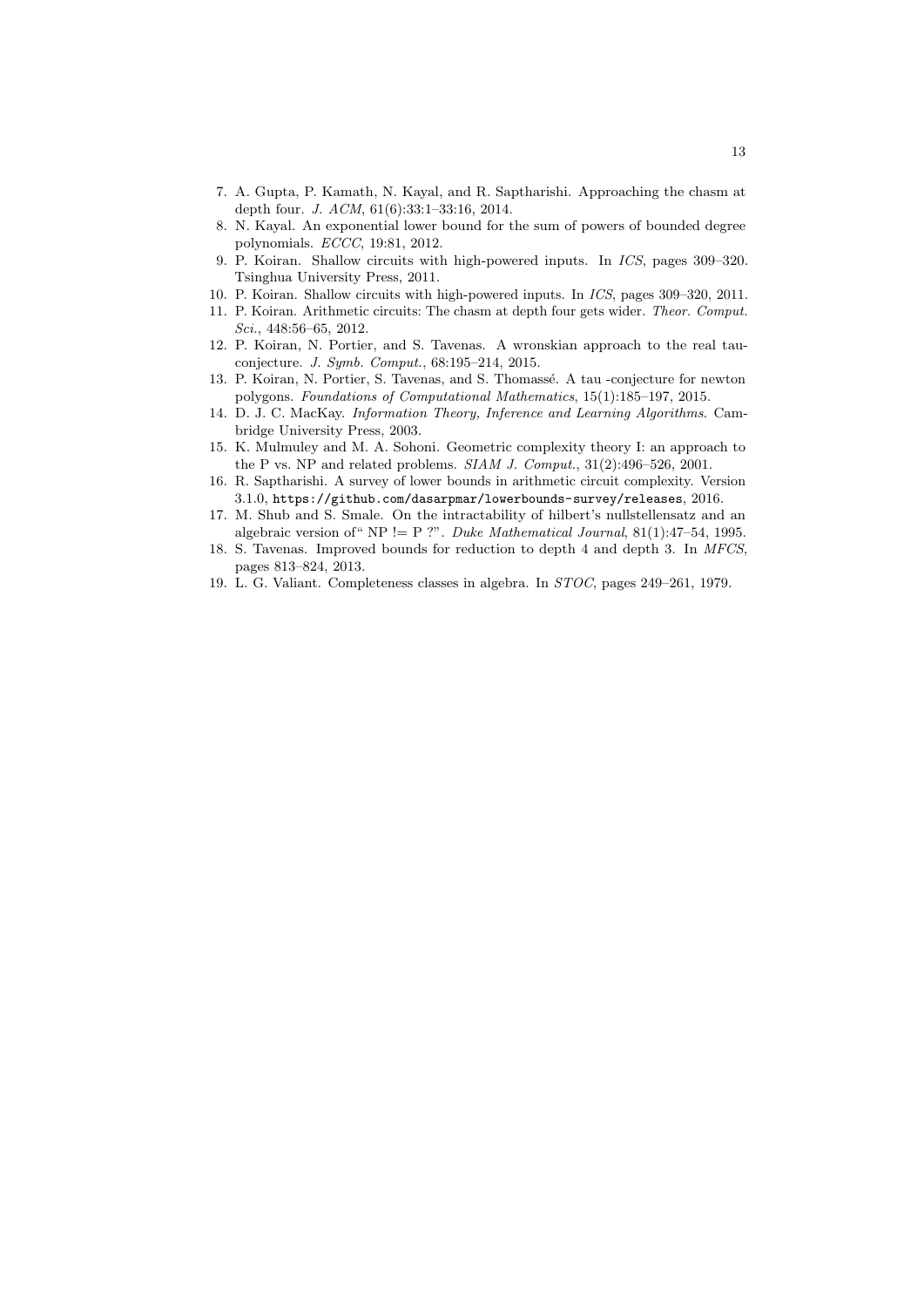7. A. Gupta, P. Kamath, N. Kayal, and R. Saptharishi. Approaching the chasm at depth four. *J. ACM*, 61(6):33:1–33:16, 2014.
8. N. Kayal. An exponential lower bound for the sum of powers of bounded degree polynomials. *ECCC*, 19:81, 2012.
9. P. Koiran. Shallow circuits with high-powered inputs. In *ICS*, pages 309–320. Tsinghua University Press, 2011.
10. P. Koiran. Shallow circuits with high-powered inputs. In *ICS*, pages 309–320, 2011.
11. P. Koiran. Arithmetic circuits: The chasm at depth four gets wider. *Theor. Comput. Sci.*, 448:56–65, 2012.
12. P. Koiran, N. Portier, and S. Tavenas. A wronskian approach to the real tau-conjecture. *J. Symb. Comput.*, 68:195–214, 2015.
13. P. Koiran, N. Portier, S. Tavenas, and S. Thomassé. A tau -conjecture for newton polygons. *Foundations of Computational Mathematics*, 15(1):185–197, 2015.
14. D. J. C. MacKay. *Information Theory, Inference and Learning Algorithms*. Cambridge University Press, 2003.
15. K. Mulmuley and M. A. Sohoni. Geometric complexity theory I: an approach to the P vs. NP and related problems. *SIAM J. Comput.*, 31(2):496–526, 2001.
16. R. Saptharishi. A survey of lower bounds in arithmetic circuit complexity. Version 3.1.0, `https://github.com/dasarpmar/lowerbounds-survey/releases`, 2016.
17. M. Shub and S. Smale. On the intractability of hilbert's nullstellensatz and an algebraic version of" NP != P ?". *Duke Mathematical Journal*, 81(1):47–54, 1995.
18. S. Tavenas. Improved bounds for reduction to depth 4 and depth 3. In *MFCS*, pages 813–824, 2013.
19. L. G. Valiant. Completeness classes in algebra. In *STOC*, pages 249–261, 1979.